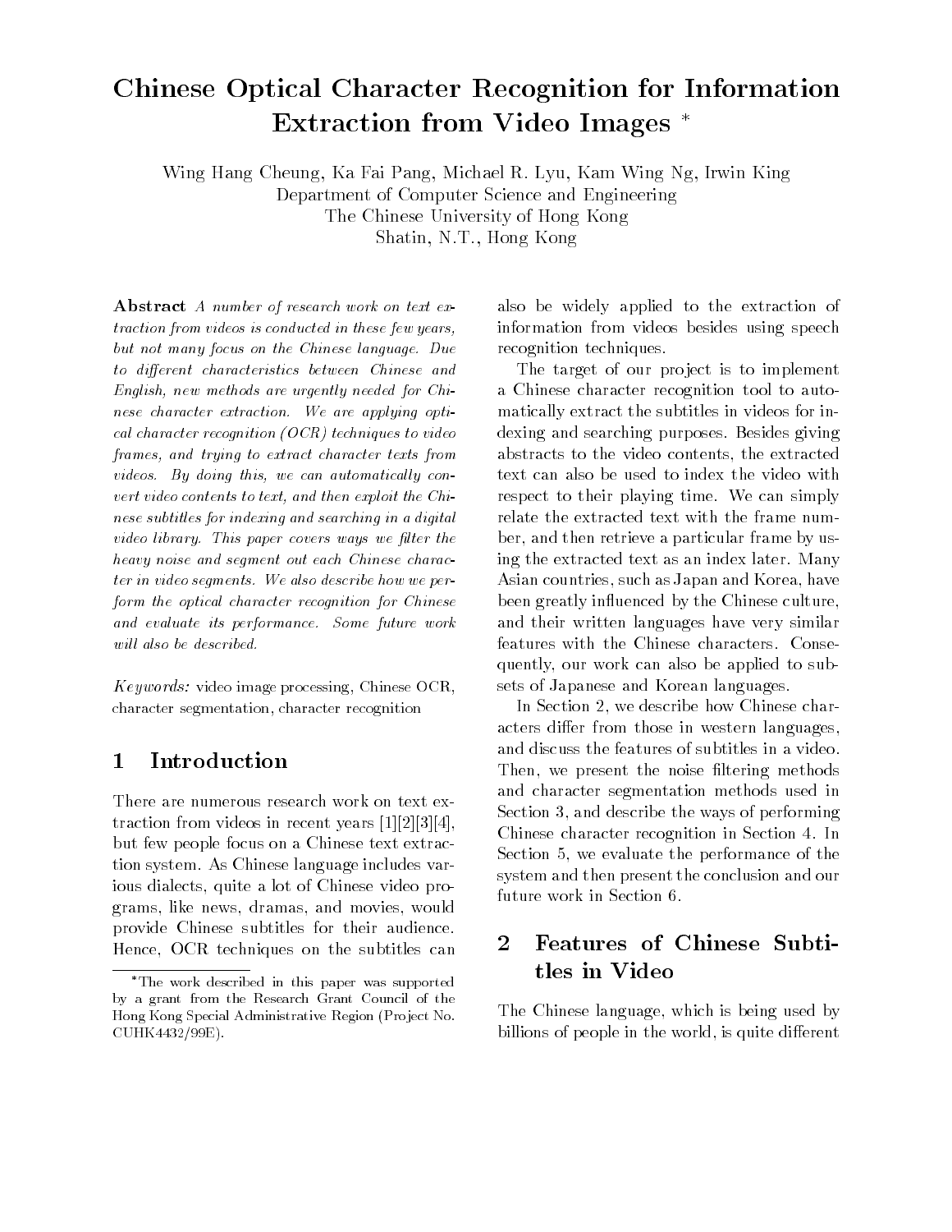# Chinese Optical Character Recognition for Information Extraction from Video Images *

Wing Hang Cheung, Ka Fai Pang, Michael R. Lyu, Kam Wing Ng, Irwin King
Department of Computer Science and Engineering
The Chinese University of Hong Kong
Shatin, N.T., Hong Kong

**Abstract** *A number of research work on text extraction from videos is conducted in these few years, but not many focus on the Chinese language. Due to different characteristics between Chinese and English, new methods are urgently needed for Chinese character extraction. We are applying optical character recognition (OCR) techniques to video frames, and trying to extract character texts from videos. By doing this, we can automatically convert video contents to text, and then exploit the Chinese subtitles for indexing and searching in a digital video library. This paper covers ways we filter the heavy noise and segment out each Chinese character in video segments. We also describe how we perform the optical character recognition for Chinese and evaluate its performance. Some future work will also be described.*

*Keywords:* video image processing, Chinese OCR, character segmentation, character recognition

## 1 Introduction

There are numerous research work on text extraction from videos in recent years [1][2][3][4], but few people focus on a Chinese text extraction system. As Chinese language includes various dialects, quite a lot of Chinese video programs, like news, dramas, and movies, would provide Chinese subtitles for their audience. Hence, OCR techniques on the subtitles can also be widely applied to the extraction of information from videos besides using speech recognition techniques.

The target of our project is to implement a Chinese character recognition tool to automatically extract the subtitles in videos for indexing and searching purposes. Besides giving abstracts to the video contents, the extracted text can also be used to index the video with respect to their playing time. We can simply relate the extracted text with the frame number, and then retrieve a particular frame by using the extracted text as an index later. Many Asian countries, such as Japan and Korea, have been greatly influenced by the Chinese culture, and their written languages have very similar features with the Chinese characters. Consequently, our work can also be applied to subsets of Japanese and Korean languages.

In Section 2, we describe how Chinese characters differ from those in western languages, and discuss the features of subtitles in a video. Then, we present the noise filtering methods and character segmentation methods used in Section 3, and describe the ways of performing Chinese character recognition in Section 4. In Section 5, we evaluate the performance of the system and then present the conclusion and our future work in Section 6.

## 2 Features of Chinese Subtitles in Video

The Chinese language, which is being used by billions of people in the world, is quite different

*The work described in this paper was supported by a grant from the Research Grant Council of the Hong Kong Special Administrative Region (Project No. CUHK4432/99E).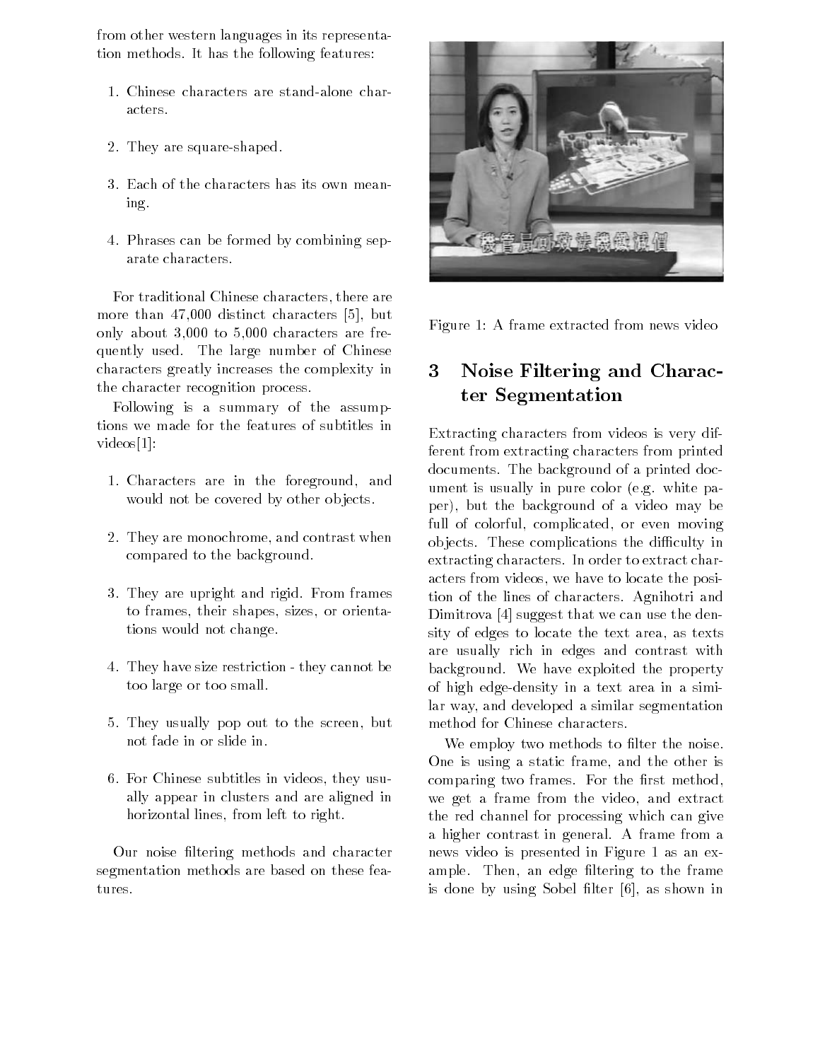from other western languages in its representation methods. It has the following features:

1. Chinese characters are stand-alone characters.

2. They are square-shaped.

3. Each of the characters has its own meaning.

4. Phrases can be formed by combining separate characters.

For traditional Chinese characters, there are more than 47,000 distinct characters [5], but only about 3,000 to 5,000 characters are frequently used. The large number of Chinese characters greatly increases the complexity in the character recognition process.

Following is a summary of the assumptions we made for the features of subtitles in videos[1]:

1. Characters are in the foreground, and would not be covered by other objects.

2. They are monochrome, and contrast when compared to the background.

3. They are upright and rigid. From frames to frames, their shapes, sizes, or orientations would not change.

4. They have size restriction - they cannot be too large or too small.

5. They usually pop out to the screen, but not fade in or slide in.

6. For Chinese subtitles in videos, they usually appear in clusters and are aligned in horizontal lines, from left to right.

Our noise filtering methods and character segmentation methods are based on these features.

Figure 1: A frame extracted from news video

# 3 Noise Filtering and Character Segmentation

Extracting characters from videos is very different from extracting characters from printed documents. The background of a printed document is usually in pure color (e.g. white paper), but the background of a video may be full of colorful, complicated, or even moving objects. These complications the difficulty in extracting characters. In order to extract characters from videos, we have to locate the position of the lines of characters. Agnihotri and Dimitrova [4] suggest that we can use the density of edges to locate the text area, as texts are usually rich in edges and contrast with background. We have exploited the property of high edge-density in a text area in a similar way, and developed a similar segmentation method for Chinese characters.

We employ two methods to filter the noise. One is using a static frame, and the other is comparing two frames. For the first method, we get a frame from the video, and extract the red channel for processing which can give a higher contrast in general. A frame from a news video is presented in Figure 1 as an example. Then, an edge filtering to the frame is done by using Sobel filter [6], as shown in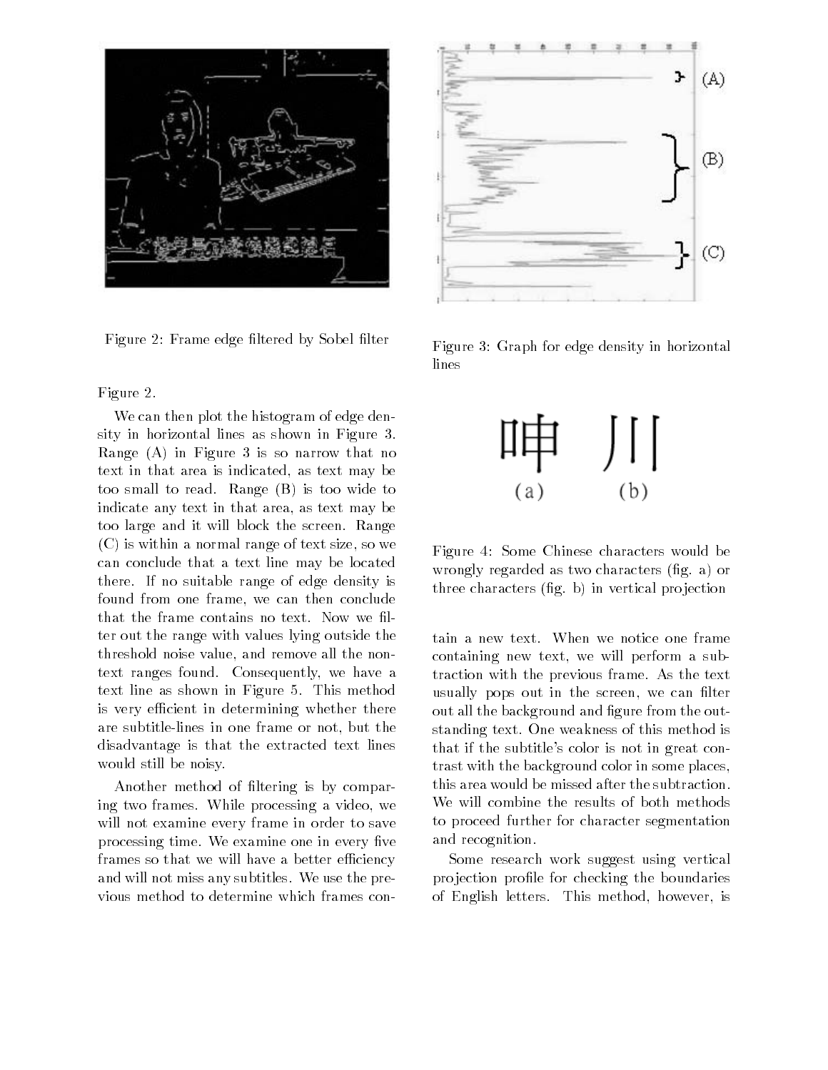Figure 2: Frame edge filtered by Sobel filter

Figure 3: Graph for edge density in horizontal lines

Figure 2.

We can then plot the histogram of edge density in horizontal lines as shown in Figure 3. Range (A) in Figure 3 is so narrow that no text in that area is indicated, as text may be too small to read. Range (B) is too wide to indicate any text in that area, as text may be too large and it will block the screen. Range (C) is within a normal range of text size, so we can conclude that a text line may be located there. If no suitable range of edge density is found from one frame, we can then conclude that the frame contains no text. Now we filter out the range with values lying outside the threshold noise value, and remove all the non-text ranges found. Consequently, we have a text line as shown in Figure 5. This method is very efficient in determining whether there are subtitle-lines in one frame or not, but the disadvantage is that the extracted text lines would still be noisy.

Another method of filtering is by comparing two frames. While processing a video, we will not examine every frame in order to save processing time. We examine one in every five frames so that we will have a better efficiency and will not miss any subtitles. We use the previous method to determine which frames contain a new text. When we notice one frame containing new text, we will perform a subtraction with the previous frame. As the text usually pops out in the screen, we can filter out all the background and figure from the outstanding text. One weakness of this method is that if the subtitle's color is not in great contrast with the background color in some places, this area would be missed after the subtraction. We will combine the results of both methods to proceed further for character segmentation and recognition.

呻 (a) 川 (b)

Figure 4: Some Chinese characters would be wrongly regarded as two characters (fig. a) or three characters (fig. b) in vertical projection

Some research work suggest using vertical projection profile for checking the boundaries of English letters. This method, however, is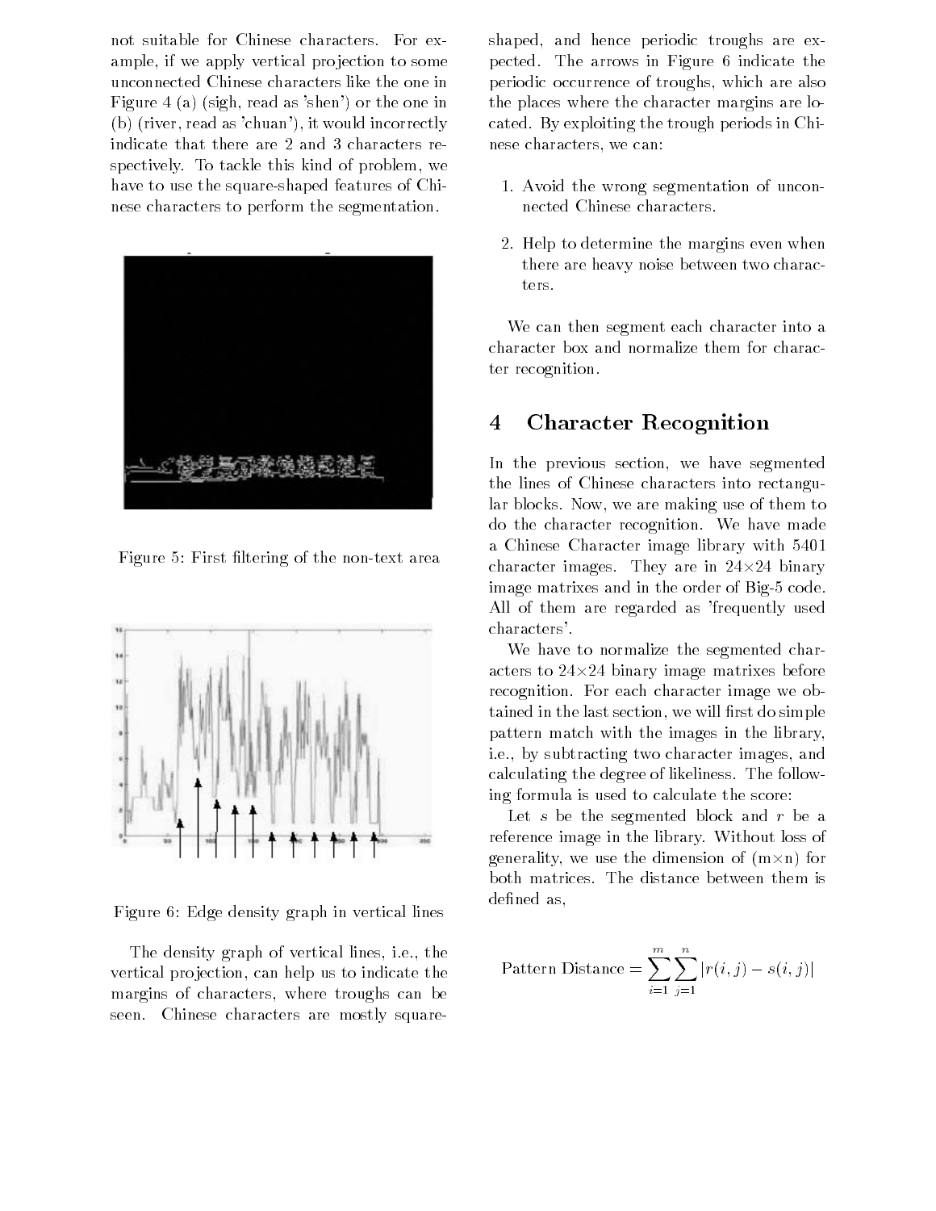not suitable for Chinese characters. For example, if we apply vertical projection to some unconnected Chinese characters like the one in Figure 4 (a) (sigh, read as 'shen') or the one in (b) (river, read as 'chuan'), it would incorrectly indicate that there are 2 and 3 characters respectively. To tackle this kind of problem, we have to use the square-shaped features of Chinese characters to perform the segmentation.

Figure 5: First filtering of the non-text area

Figure 6: Edge density graph in vertical lines

The density graph of vertical lines, i.e., the vertical projection, can help us to indicate the margins of characters, where troughs can be seen. Chinese characters are mostly square-shaped, and hence periodic troughs are expected. The arrows in Figure 6 indicate the periodic occurrence of troughs, which are also the places where the character margins are located. By exploiting the trough periods in Chinese characters, we can:

1. Avoid the wrong segmentation of unconnected Chinese characters.
2. Help to determine the margins even when there are heavy noise between two characters.

We can then segment each character into a character box and normalize them for character recognition.

## 4 Character Recognition

In the previous section, we have segmented the lines of Chinese characters into rectangular blocks. Now, we are making use of them to do the character recognition. We have made a Chinese Character image library with 5401 character images. They are in 24×24 binary image matrixes and in the order of Big-5 code. All of them are regarded as 'frequently used characters'.

We have to normalize the segmented characters to 24×24 binary image matrixes before recognition. For each character image we obtained in the last section, we will first do simple pattern match with the images in the library, i.e., by subtracting two character images, and calculating the degree of likeliness. The following formula is used to calculate the score:

Let $s$ be the segmented block and $r$ be a reference image in the library. Without loss of generality, we use the dimension of (m×n) for both matrices. The distance between them is defined as,

$$\text{Pattern Distance} = \sum_{i=1}^{m} \sum_{j=1}^{n} |r(i,j) - s(i,j)|$$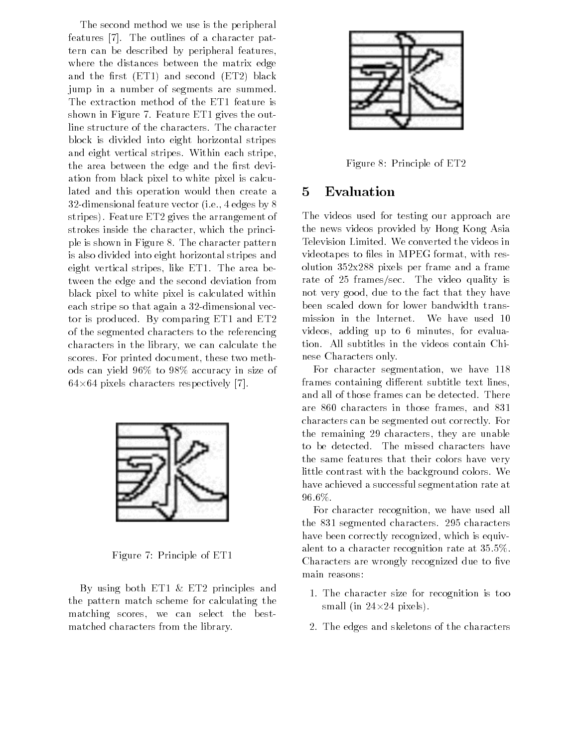The second method we use is the peripheral features [7]. The outlines of a character pattern can be described by peripheral features, where the distances between the matrix edge and the first (ET1) and second (ET2) black jump in a number of segments are summed. The extraction method of the ET1 feature is shown in Figure 7. Feature ET1 gives the outline structure of the characters. The character block is divided into eight horizontal stripes and eight vertical stripes. Within each stripe, the area between the edge and the first deviation from black pixel to white pixel is calculated and this operation would then create a 32-dimensional feature vector (i.e., 4 edges by 8 stripes). Feature ET2 gives the arrangement of strokes inside the character, which the principle is shown in Figure 8. The character pattern is also divided into eight horizontal stripes and eight vertical stripes, like ET1. The area between the edge and the second deviation from black pixel to white pixel is calculated within each stripe so that again a 32-dimensional vector is produced. By comparing ET1 and ET2 of the segmented characters to the referencing characters in the library, we can calculate the scores. For printed document, these two methods can yield 96% to 98% accuracy in size of $64 \times 64$ pixels characters respectively [7].

Figure 7: Principle of ET1

By using both ET1 & ET2 principles and the pattern match scheme for calculating the matching scores, we can select the best-matched characters from the library.

Figure 8: Principle of ET2

## 5 Evaluation

The videos used for testing our approach are the news videos provided by Hong Kong Asia Television Limited. We converted the videos in videotapes to files in MPEG format, with resolution 352x288 pixels per frame and a frame rate of 25 frames/sec. The video quality is not very good, due to the fact that they have been scaled down for lower bandwidth transmission in the Internet. We have used 10 videos, adding up to 6 minutes, for evaluation. All subtitles in the videos contain Chinese Characters only.

For character segmentation, we have 118 frames containing different subtitle text lines, and all of those frames can be detected. There are 860 characters in those frames, and 831 characters can be segmented out correctly. For the remaining 29 characters, they are unable to be detected. The missed characters have the same features that their colors have very little contrast with the background colors. We have achieved a successful segmentation rate at 96.6%.

For character recognition, we have used all the 831 segmented characters. 295 characters have been correctly recognized, which is equivalent to a character recognition rate at 35.5%. Characters are wrongly recognized due to five main reasons:

1. The character size for recognition is too small (in $24 \times 24$ pixels).
2. The edges and skeletons of the characters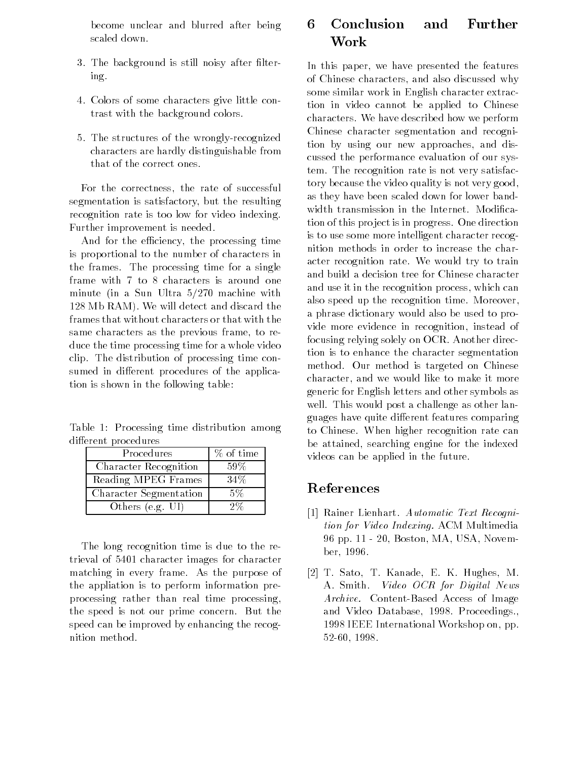become unclear and blurred after being scaled down.

3. The background is still noisy after filtering.

4. Colors of some characters give little contrast with the background colors.

5. The structures of the wrongly-recognized characters are hardly distinguishable from that of the correct ones.

For the correctness, the rate of successful segmentation is satisfactory, but the resulting recognition rate is too low for video indexing. Further improvement is needed.

And for the efficiency, the processing time is proportional to the number of characters in the frames. The processing time for a single frame with 7 to 8 characters is around one minute (in a Sun Ultra 5/270 machine with 128 Mb RAM). We will detect and discard the frames that without characters or that with the same characters as the previous frame, to reduce the time processing time for a whole video clip. The distribution of processing time consumed in different procedures of the application is shown in the following table:

Table 1: Processing time distribution among different procedures

| Procedures | % of time |
|---|---|
| Character Recognition | 59% |
| Reading MPEG Frames | 34% |
| Character Segmentation | 5% |
| Others (e.g. UI) | 2% |

The long recognition time is due to the retrieval of 5401 character images for character matching in every frame. As the purpose of the appliation is to perform information preprocessing rather than real time processing, the speed is not our prime concern. But the speed can be improved by enhancing the recognition method.

# 6 Conclusion and Further Work

In this paper, we have presented the features of Chinese characters, and also discussed why some similar work in English character extraction in video cannot be applied to Chinese characters. We have described how we perform Chinese character segmentation and recognition by using our new approaches, and discussed the performance evaluation of our system. The recognition rate is not very satisfactory because the video quality is not very good, as they have been scaled down for lower bandwidth transmission in the Internet. Modification of this project is in progress. One direction is to use some more intelligent character recognition methods in order to increase the character recognition rate. We would try to train and build a decision tree for Chinese character and use it in the recognition process, which can also speed up the recognition time. Moreover, a phrase dictionary would also be used to provide more evidence in recognition, instead of focusing relying solely on OCR. Another direction is to enhance the character segmentation method. Our method is targeted on Chinese character, and we would like to make it more generic for English letters and other symbols as well. This would post a challenge as other languages have quite different features comparing to Chinese. When higher recognition rate can be attained, searching engine for the indexed videos can be applied in the future.

# References

[1] Rainer Lienhart. *Automatic Text Recognition for Video Indexing.* ACM Multimedia 96 pp. 11 - 20, Boston, MA, USA, November, 1996.

[2] T. Sato, T. Kanade, E. K. Hughes, M. A. Smith. *Video OCR for Digital News Archive.* Content-Based Access of Image and Video Database, 1998. Proceedings., 1998 IEEE International Workshop on, pp. 52-60, 1998.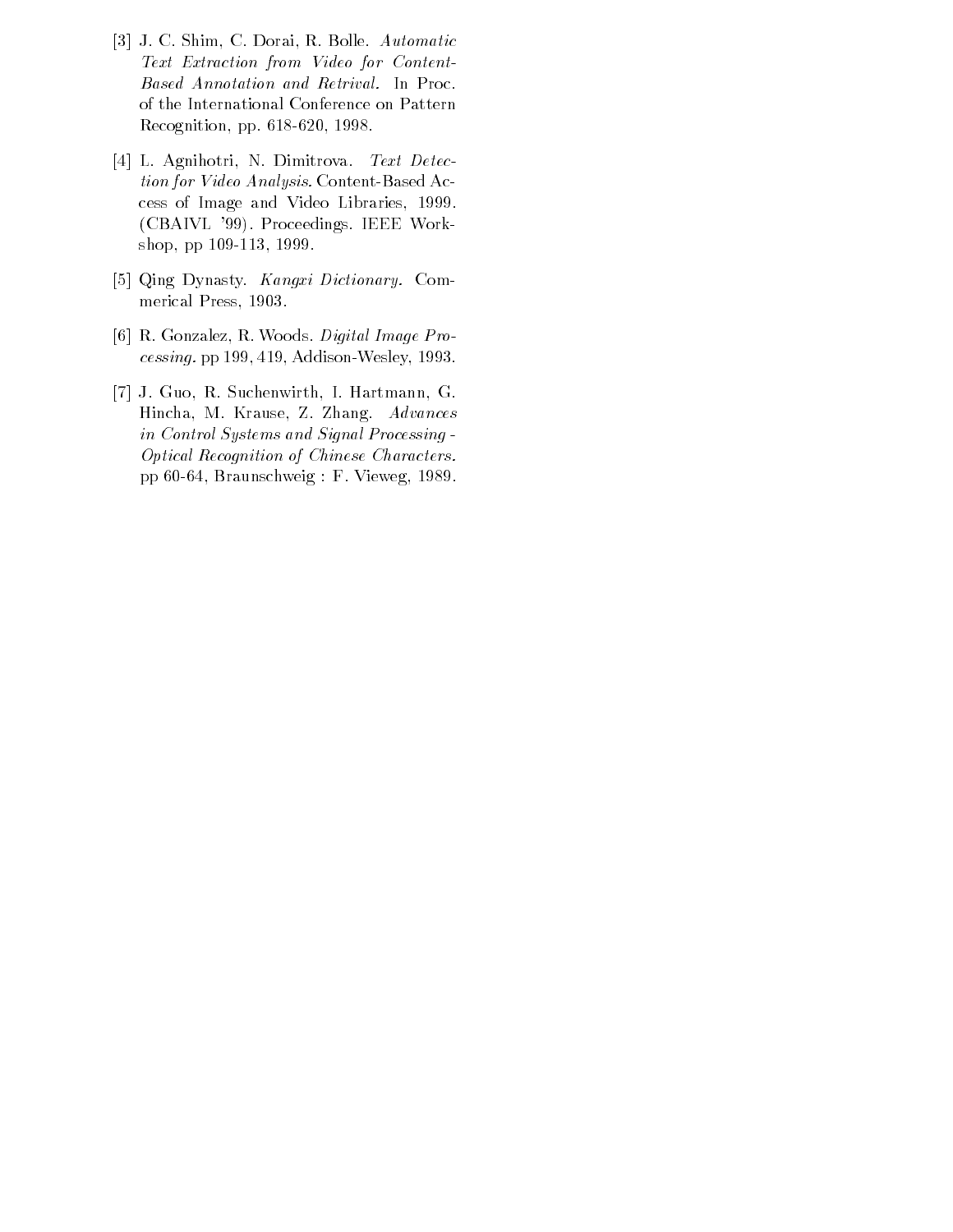[3] J. C. Shim, C. Dorai, R. Bolle. *Automatic Text Extraction from Video for Content-Based Annotation and Retrival.* In Proc. of the International Conference on Pattern Recognition, pp. 618-620, 1998.

[4] L. Agnihotri, N. Dimitrova. *Text Detection for Video Analysis.* Content-Based Access of Image and Video Libraries, 1999. (CBAIVL '99). Proceedings. IEEE Workshop, pp 109-113, 1999.

[5] Qing Dynasty. *Kangxi Dictionary.* Commerical Press, 1903.

[6] R. Gonzalez, R. Woods. *Digital Image Processing.* pp 199, 419, Addison-Wesley, 1993.

[7] J. Guo, R. Suchenwirth, I. Hartmann, G. Hincha, M. Krause, Z. Zhang. *Advances in Control Systems and Signal Processing - Optical Recognition of Chinese Characters.* pp 60-64, Braunschweig : F. Vieweg, 1989.